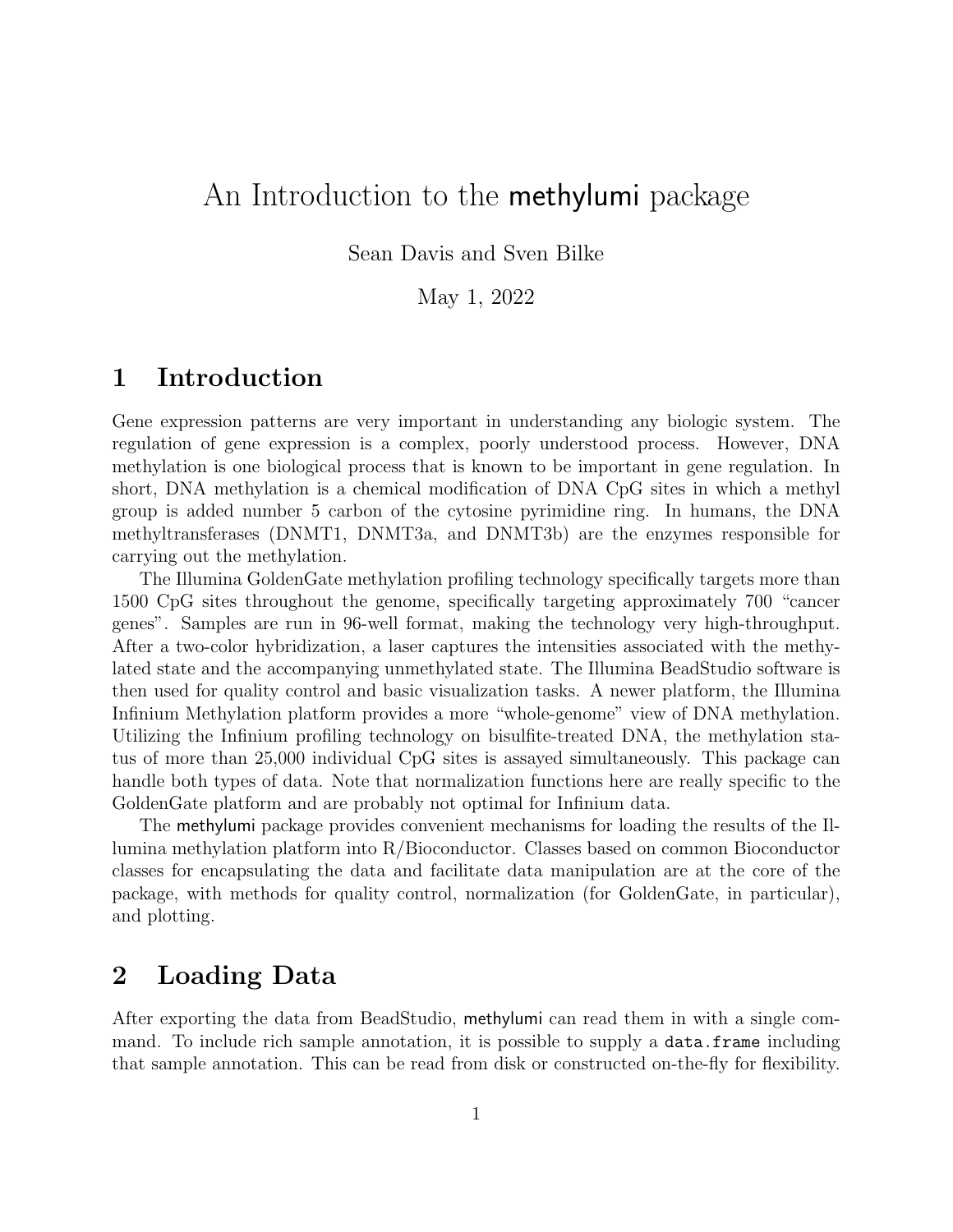# An Introduction to the methylumi package

Sean Davis and Sven Bilke

May 1, 2022

## 1 Introduction

Gene expression patterns are very important in understanding any biologic system. The regulation of gene expression is a complex, poorly understood process. However, DNA methylation is one biological process that is known to be important in gene regulation. In short, DNA methylation is a chemical modification of DNA CpG sites in which a methyl group is added number 5 carbon of the cytosine pyrimidine ring. In humans, the DNA methyltransferases (DNMT1, DNMT3a, and DNMT3b) are the enzymes responsible for carrying out the methylation.

The Illumina GoldenGate methylation profiling technology specifically targets more than 1500 CpG sites throughout the genome, specifically targeting approximately 700 "cancer genes". Samples are run in 96-well format, making the technology very high-throughput. After a two-color hybridization, a laser captures the intensities associated with the methylated state and the accompanying unmethylated state. The Illumina BeadStudio software is then used for quality control and basic visualization tasks. A newer platform, the Illumina Infinium Methylation platform provides a more "whole-genome" view of DNA methylation. Utilizing the Infinium profiling technology on bisulfite-treated DNA, the methylation status of more than 25,000 individual CpG sites is assayed simultaneously. This package can handle both types of data. Note that normalization functions here are really specific to the GoldenGate platform and are probably not optimal for Infinium data.

The methylumi package provides convenient mechanisms for loading the results of the Illumina methylation platform into R/Bioconductor. Classes based on common Bioconductor classes for encapsulating the data and facilitate data manipulation are at the core of the package, with methods for quality control, normalization (for GoldenGate, in particular), and plotting.

## 2 Loading Data

After exporting the data from BeadStudio, methylumi can read them in with a single command. To include rich sample annotation, it is possible to supply a `data.frame` including that sample annotation. This can be read from disk or constructed on-the-fly for flexibility.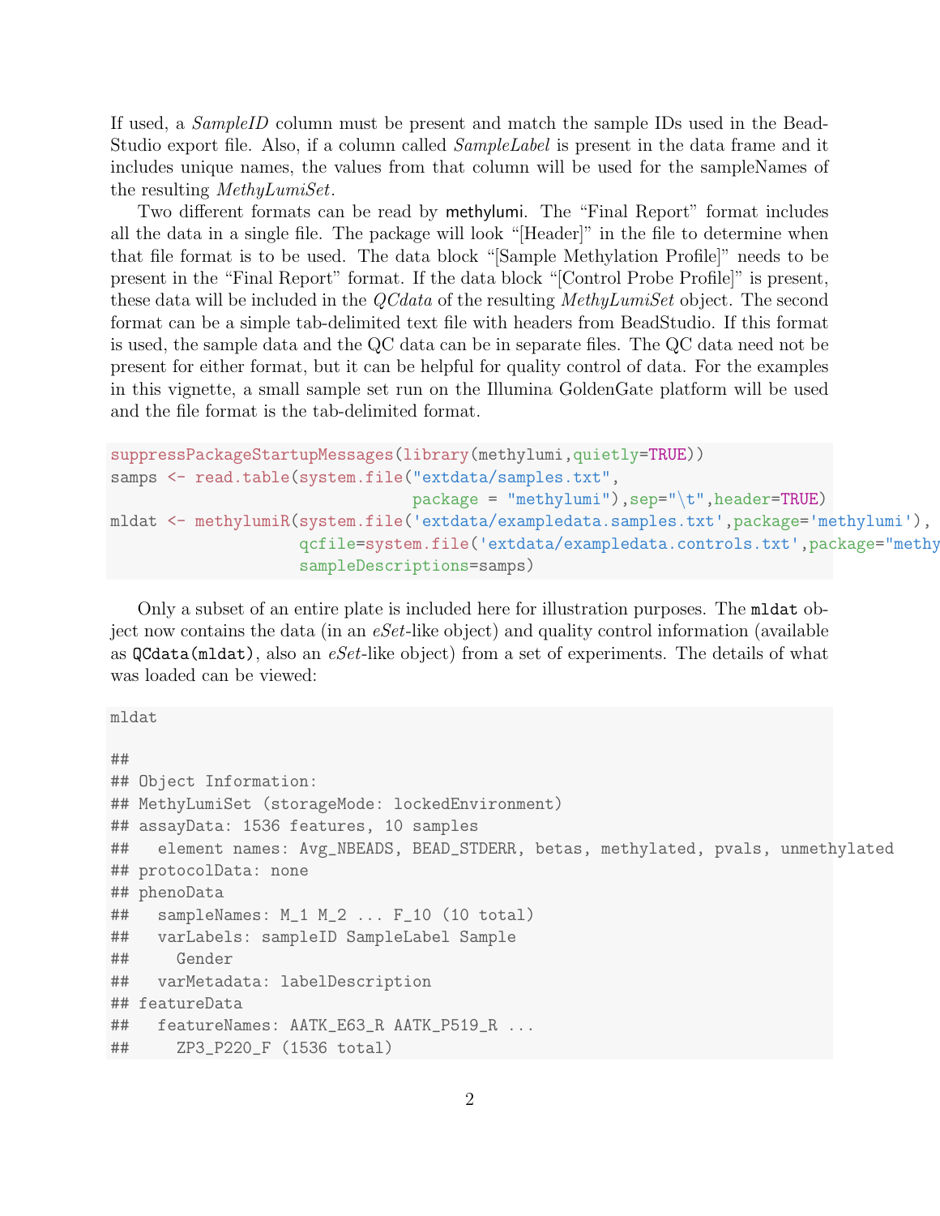If used, a *SampleID* column must be present and match the sample IDs used in the BeadStudio export file. Also, if a column called *SampleLabel* is present in the data frame and it includes unique names, the values from that column will be used for the sampleNames of the resulting *MethyLumiSet*.

Two different formats can be read by **methylumi**. The "Final Report" format includes all the data in a single file. The package will look "[Header]" in the file to determine when that file format is to be used. The data block "[Sample Methylation Profile]" needs to be present in the "Final Report" format. If the data block "[Control Probe Profile]" is present, these data will be included in the *QCdata* of the resulting *MethyLumiSet* object. The second format can be a simple tab-delimited text file with headers from BeadStudio. If this format is used, the sample data and the QC data can be in separate files. The QC data need not be present for either format, but it can be helpful for quality control of data. For the examples in this vignette, a small sample set run on the Illumina GoldenGate platform will be used and the file format is the tab-delimited format.

```
suppressPackageStartupMessages(library(methylumi,quietly=TRUE))
samps <- read.table(system.file("extdata/samples.txt",
                                package = "methylumi"),sep="\t",header=TRUE)
mldat <- methylumiR(system.file('extdata/exampledata.samples.txt',package='methylumi'),
                   qcfile=system.file('extdata/exampledata.controls.txt',package="methy
                   sampleDescriptions=samps)
```

Only a subset of an entire plate is included here for illustration purposes. The `mldat` object now contains the data (in an *eSet*-like object) and quality control information (available as `QCdata(mldat)`, also an *eSet*-like object) from a set of experiments. The details of what was loaded can be viewed:

```
mldat

##
## Object Information:
## MethyLumiSet (storageMode: lockedEnvironment)
## assayData: 1536 features, 10 samples
##   element names: Avg_NBEADS, BEAD_STDERR, betas, methylated, pvals, unmethylated
## protocolData: none
## phenoData
##   sampleNames: M_1 M_2 ... F_10 (10 total)
##   varLabels: sampleID SampleLabel Sample
##     Gender
##   varMetadata: labelDescription
## featureData
##   featureNames: AATK_E63_R AATK_P519_R ...
##     ZP3_P220_F (1536 total)
```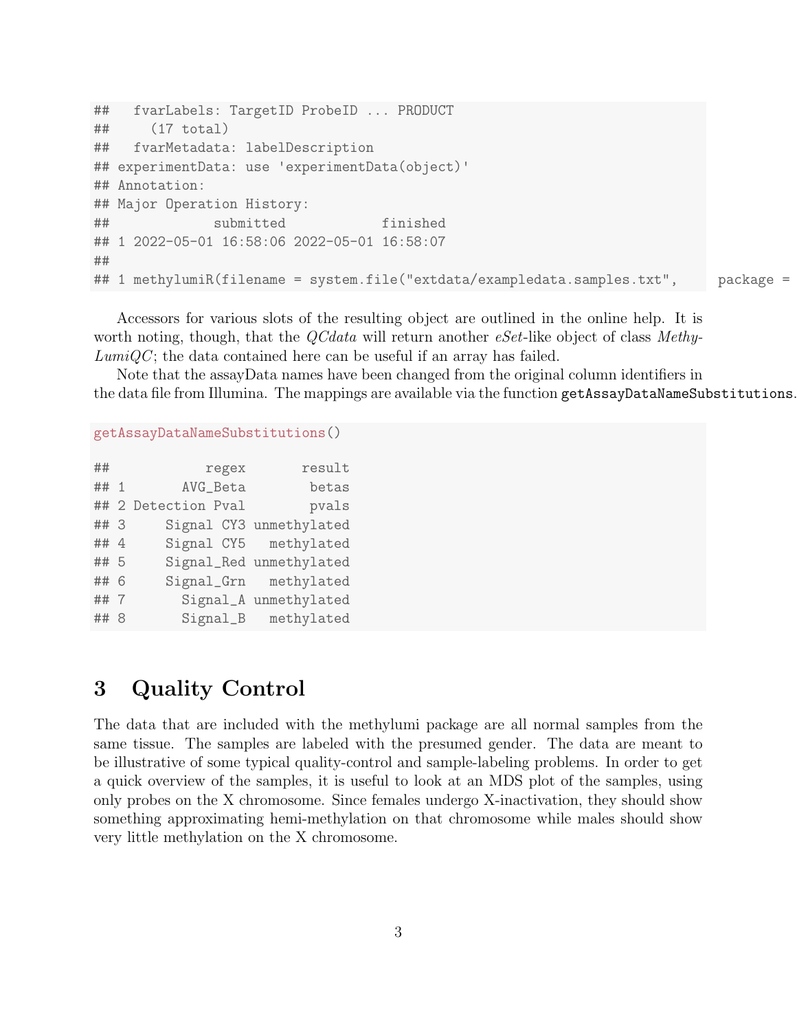```
##   fvarLabels: TargetID ProbeID ... PRODUCT
##     (17 total)
##   fvarMetadata: labelDescription
## experimentData: use 'experimentData(object)'
## Annotation:
## Major Operation History:
##             submitted            finished
## 1 2022-05-01 16:58:06 2022-05-01 16:58:07
##
## 1 methylumiR(filename = system.file("extdata/exampledata.samples.txt",     package =
```

Accessors for various slots of the resulting object are outlined in the online help. It is worth noting, though, that the *QCdata* will return another *eSet*-like object of class *MethyLumiQC*; the data contained here can be useful if an array has failed.

Note that the assayData names have been changed from the original column identifiers in the data file from Illumina. The mappings are available via the function `getAssayDataNameSubstitutions`.

```
getAssayDataNameSubstitutions()
```

```
##            regex       result
## 1       AVG_Beta        betas
## 2 Detection Pval        pvals
## 3     Signal CY3 unmethylated
## 4     Signal CY5   methylated
## 5     Signal_Red unmethylated
## 6     Signal_Grn   methylated
## 7       Signal_A unmethylated
## 8       Signal_B   methylated
```

# 3 Quality Control

The data that are included with the methylumi package are all normal samples from the same tissue. The samples are labeled with the presumed gender. The data are meant to be illustrative of some typical quality-control and sample-labeling problems. In order to get a quick overview of the samples, it is useful to look at an MDS plot of the samples, using only probes on the X chromosome. Since females undergo X-inactivation, they should show something approximating hemi-methylation on that chromosome while males should show very little methylation on the X chromosome.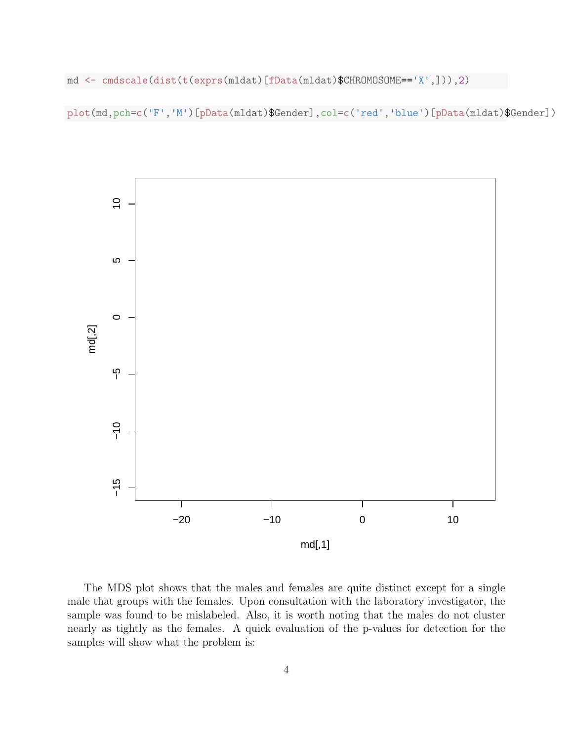```r
md <- cmdscale(dist(t(exprs(mldat)[fData(mldat)$CHROMOSOME=='X',])),2)
```

```r
plot(md,pch=c('F','M')[pData(mldat)$Gender],col=c('red','blue')[pData(mldat)$Gender])
```

The MDS plot shows that the males and females are quite distinct except for a single male that groups with the females. Upon consultation with the laboratory investigator, the sample was found to be mislabeled. Also, it is worth noting that the males do not cluster nearly as tightly as the females. A quick evaluation of the p-values for detection for the samples will show what the problem is: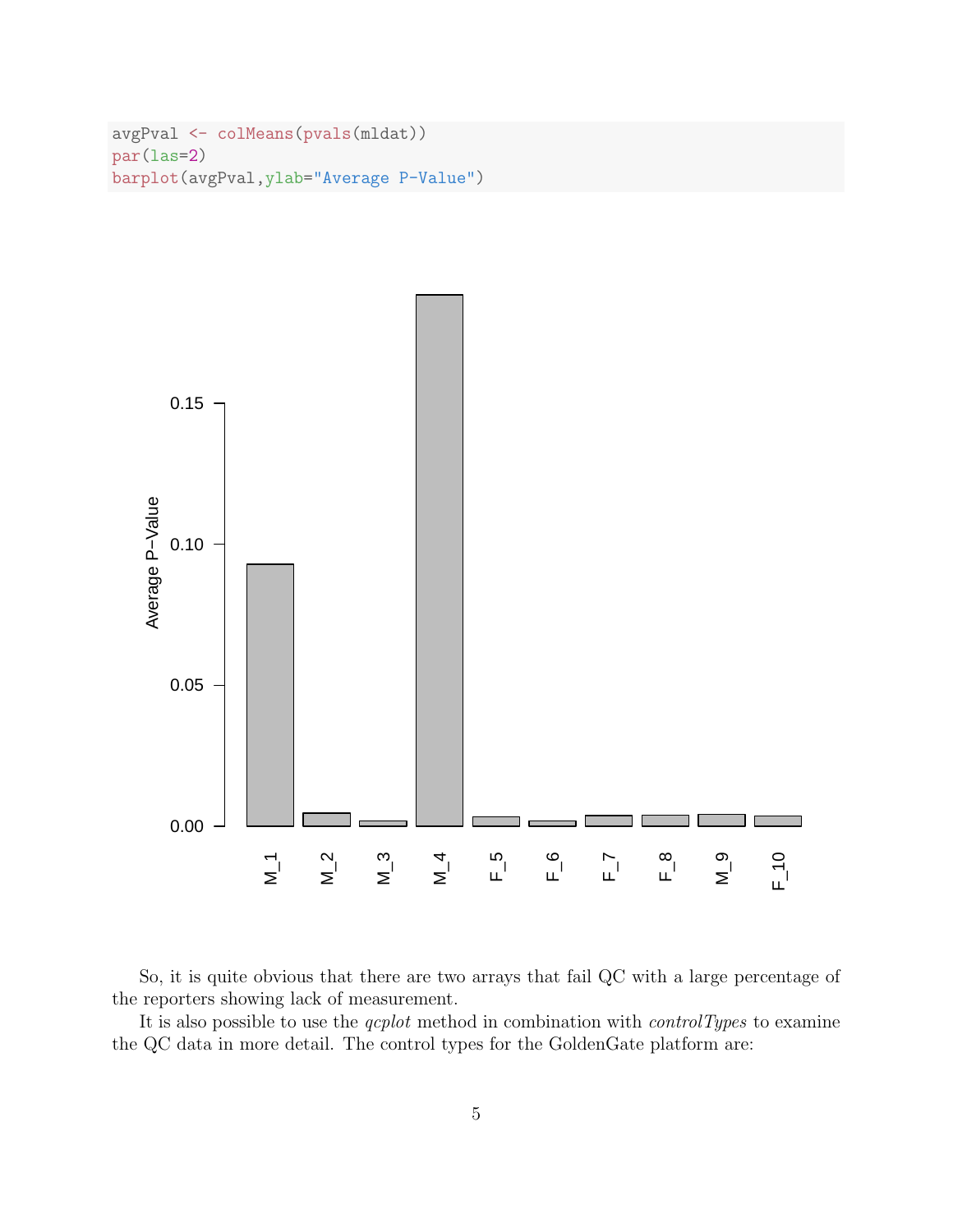```
avgPval <- colMeans(pvals(mldat))
par(las=2)
barplot(avgPval,ylab="Average P-Value")
```

So, it is quite obvious that there are two arrays that fail QC with a large percentage of the reporters showing lack of measurement.

It is also possible to use the *qcplot* method in combination with *controlTypes* to examine the QC data in more detail. The control types for the GoldenGate platform are: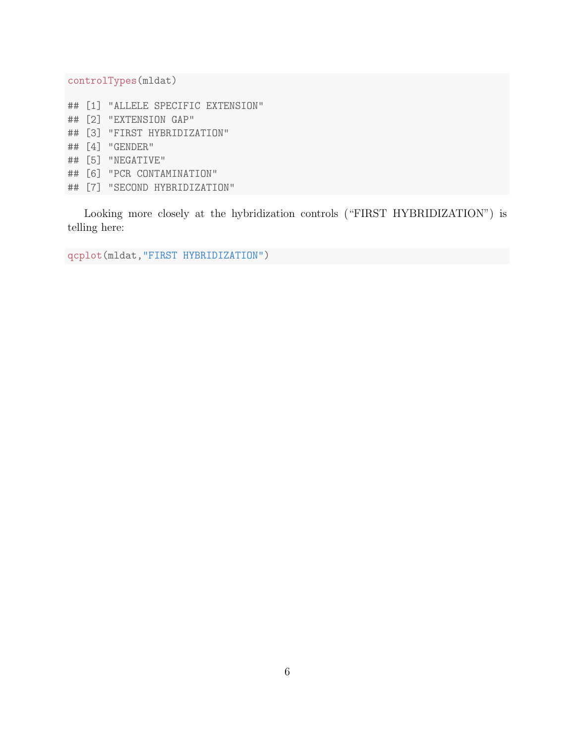```r
controlTypes(mldat)

## [1] "ALLELE SPECIFIC EXTENSION"
## [2] "EXTENSION GAP"
## [3] "FIRST HYBRIDIZATION"
## [4] "GENDER"
## [5] "NEGATIVE"
## [6] "PCR CONTAMINATION"
## [7] "SECOND HYBRIDIZATION"
```

Looking more closely at the hybridization controls ("FIRST HYBRIDIZATION") is telling here:

```r
qcplot(mldat,"FIRST HYBRIDIZATION")
```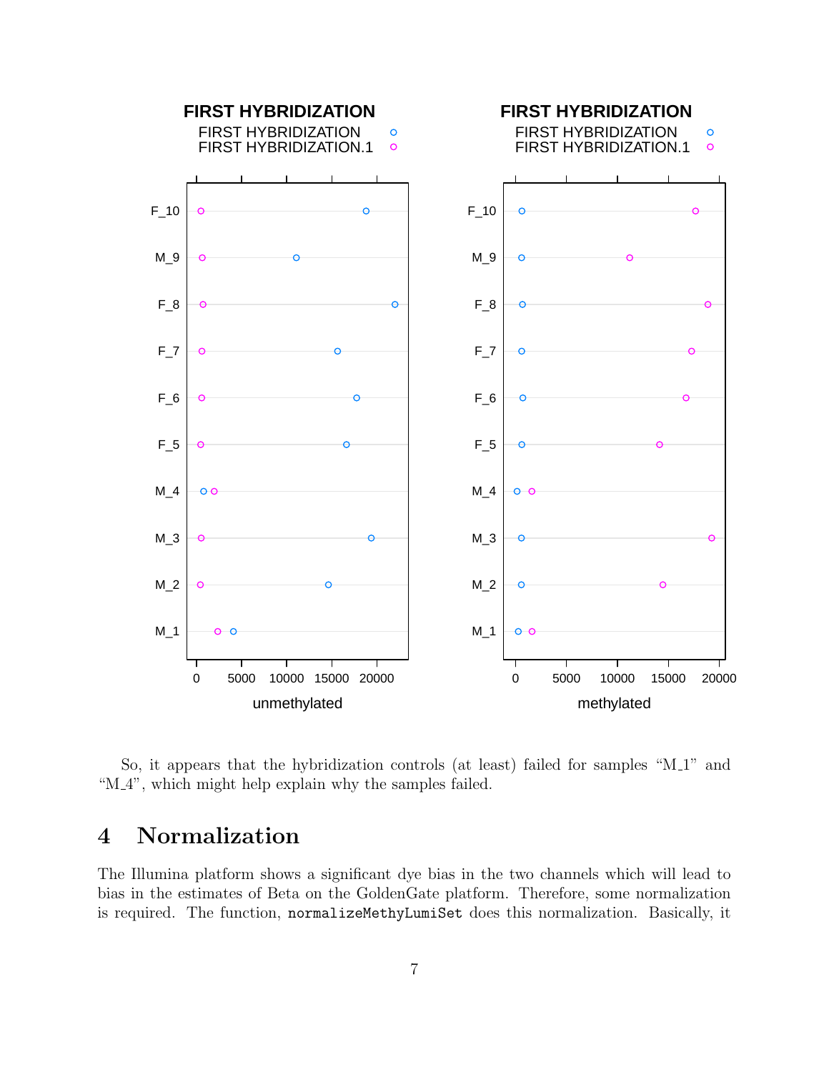So, it appears that the hybridization controls (at least) failed for samples "M_1" and "M_4", which might help explain why the samples failed.

## 4 Normalization

The Illumina platform shows a significant dye bias in the two channels which will lead to bias in the estimates of Beta on the GoldenGate platform. Therefore, some normalization is required. The function, `normalizeMethyLumiSet` does this normalization. Basically, it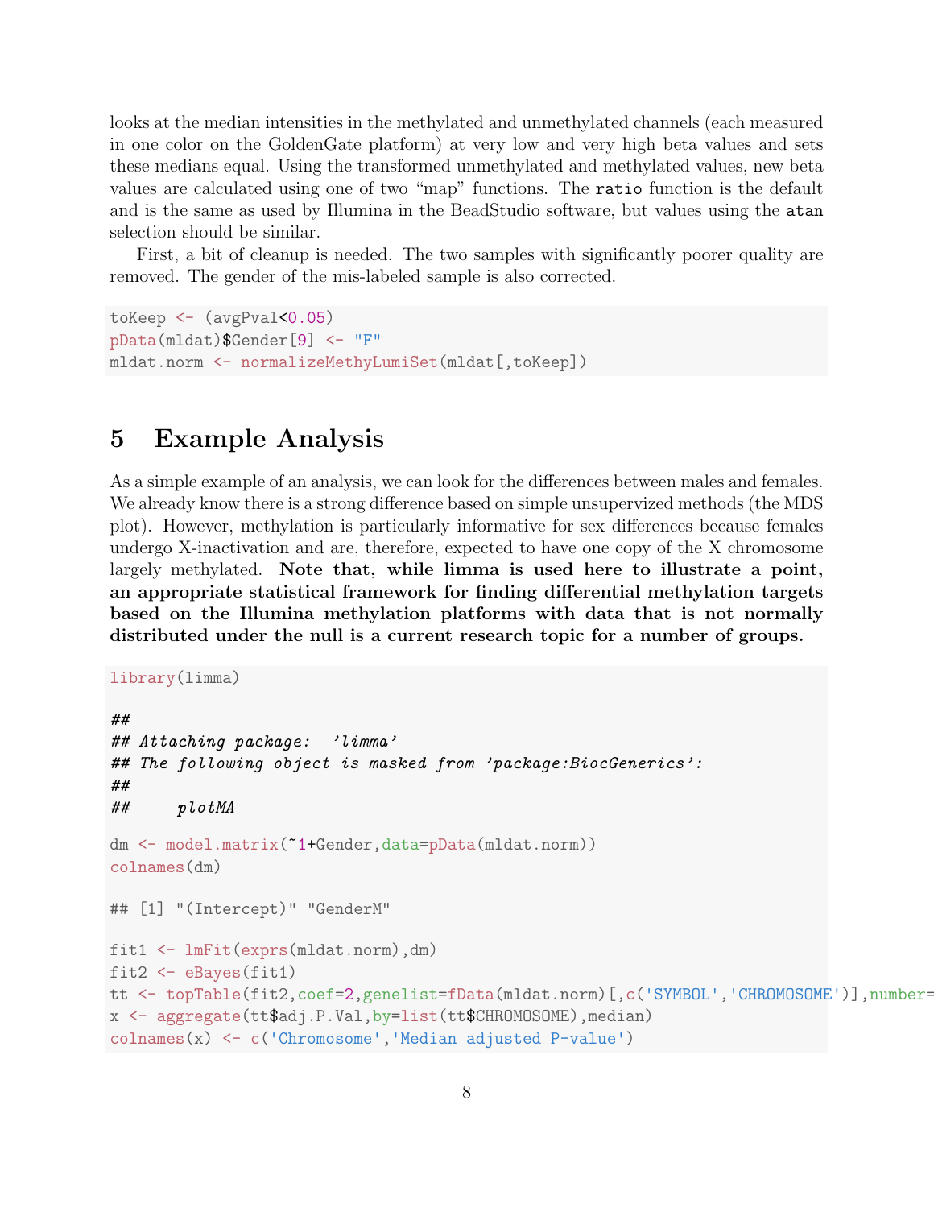looks at the median intensities in the methylated and unmethylated channels (each measured in one color on the GoldenGate platform) at very low and very high beta values and sets these medians equal. Using the transformed unmethylated and methylated values, new beta values are calculated using one of two "map" functions. The `ratio` function is the default and is the same as used by Illumina in the BeadStudio software, but values using the `atan` selection should be similar.

First, a bit of cleanup is needed. The two samples with significantly poorer quality are removed. The gender of the mis-labeled sample is also corrected.

```
toKeep <- (avgPval<0.05)
pData(mldat)$Gender[9] <- "F"
mldat.norm <- normalizeMethyLumiSet(mldat[,toKeep])
```

# 5 Example Analysis

As a simple example of an analysis, we can look for the differences between males and females. We already know there is a strong difference based on simple unsupervized methods (the MDS plot). However, methylation is particularly informative for sex differences because females undergo X-inactivation and are, therefore, expected to have one copy of the X chromosome largely methylated. **Note that, while limma is used here to illustrate a point, an appropriate statistical framework for finding differential methylation targets based on the Illumina methylation platforms with data that is not normally distributed under the null is a current research topic for a number of groups.**

```
library(limma)

##
## Attaching package:  'limma'
## The following object is masked from 'package:BiocGenerics':
##
##     plotMA

dm <- model.matrix(~1+Gender,data=pData(mldat.norm))
colnames(dm)

## [1] "(Intercept)" "GenderM"

fit1 <- lmFit(exprs(mldat.norm),dm)
fit2 <- eBayes(fit1)
tt <- topTable(fit2,coef=2,genelist=fData(mldat.norm)[,c('SYMBOL','CHROMOSOME')],number=
x <- aggregate(tt$adj.P.Val,by=list(tt$CHROMOSOME),median)
colnames(x) <- c('Chromosome','Median adjusted P-value')
```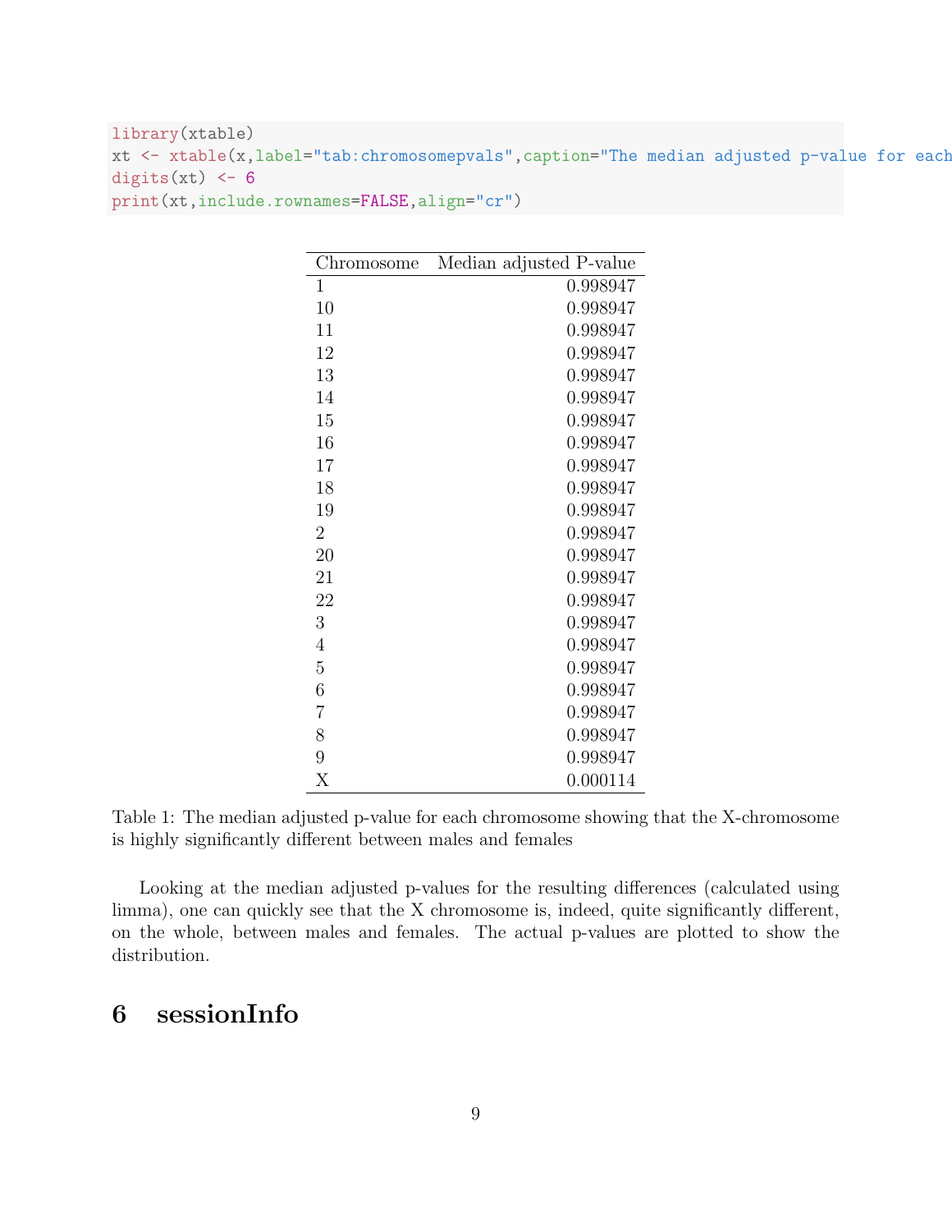```
library(xtable)
xt <- xtable(x,label="tab:chromosomepvals",caption="The median adjusted p-value for each
digits(xt) <- 6
print(xt,include.rownames=FALSE,align="cr")
```

| Chromosome | Median adjusted P-value |
|---|---:|
| 1 | 0.998947 |
| 10 | 0.998947 |
| 11 | 0.998947 |
| 12 | 0.998947 |
| 13 | 0.998947 |
| 14 | 0.998947 |
| 15 | 0.998947 |
| 16 | 0.998947 |
| 17 | 0.998947 |
| 18 | 0.998947 |
| 19 | 0.998947 |
| 2 | 0.998947 |
| 20 | 0.998947 |
| 21 | 0.998947 |
| 22 | 0.998947 |
| 3 | 0.998947 |
| 4 | 0.998947 |
| 5 | 0.998947 |
| 6 | 0.998947 |
| 7 | 0.998947 |
| 8 | 0.998947 |
| 9 | 0.998947 |
| X | 0.000114 |

Table 1: The median adjusted p-value for each chromosome showing that the X-chromosome is highly significantly different between males and females

Looking at the median adjusted p-values for the resulting differences (calculated using limma), one can quickly see that the X chromosome is, indeed, quite significantly different, on the whole, between males and females. The actual p-values are plotted to show the distribution.

# 6 sessionInfo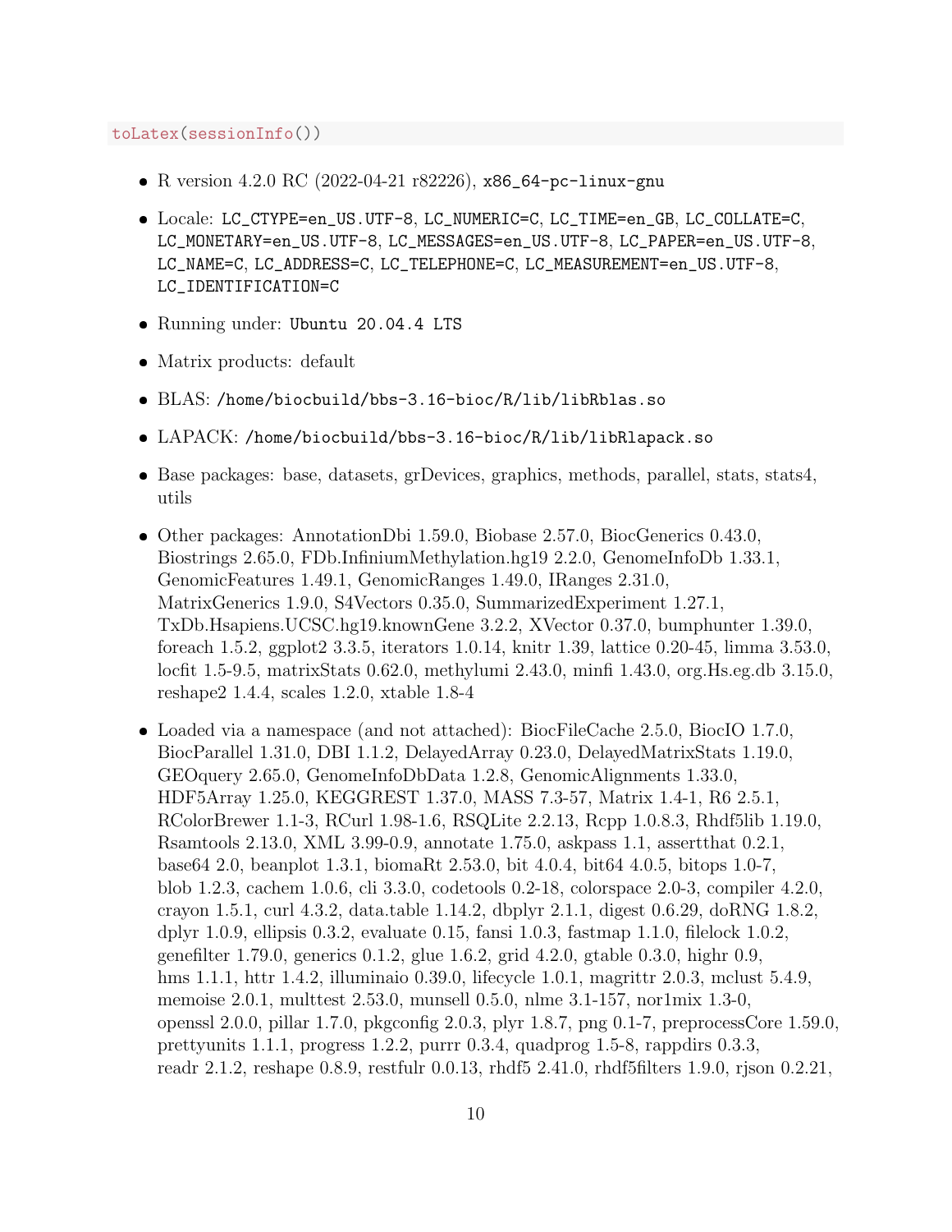```
toLatex(sessionInfo())
```

- R version 4.2.0 RC (2022-04-21 r82226), x86_64-pc-linux-gnu
- Locale: LC_CTYPE=en_US.UTF-8, LC_NUMERIC=C, LC_TIME=en_GB, LC_COLLATE=C, LC_MONETARY=en_US.UTF-8, LC_MESSAGES=en_US.UTF-8, LC_PAPER=en_US.UTF-8, LC_NAME=C, LC_ADDRESS=C, LC_TELEPHONE=C, LC_MEASUREMENT=en_US.UTF-8, LC_IDENTIFICATION=C
- Running under: Ubuntu 20.04.4 LTS
- Matrix products: default
- BLAS: /home/biocbuild/bbs-3.16-bioc/R/lib/libRblas.so
- LAPACK: /home/biocbuild/bbs-3.16-bioc/R/lib/libRlapack.so
- Base packages: base, datasets, grDevices, graphics, methods, parallel, stats, stats4, utils
- Other packages: AnnotationDbi 1.59.0, Biobase 2.57.0, BiocGenerics 0.43.0, Biostrings 2.65.0, FDb.InfiniumMethylation.hg19 2.2.0, GenomeInfoDb 1.33.1, GenomicFeatures 1.49.1, GenomicRanges 1.49.0, IRanges 2.31.0, MatrixGenerics 1.9.0, S4Vectors 0.35.0, SummarizedExperiment 1.27.1, TxDb.Hsapiens.UCSC.hg19.knownGene 3.2.2, XVector 0.37.0, bumphunter 1.39.0, foreach 1.5.2, ggplot2 3.3.5, iterators 1.0.14, knitr 1.39, lattice 0.20-45, limma 3.53.0, locfit 1.5-9.5, matrixStats 0.62.0, methylumi 2.43.0, minfi 1.43.0, org.Hs.eg.db 3.15.0, reshape2 1.4.4, scales 1.2.0, xtable 1.8-4
- Loaded via a namespace (and not attached): BiocFileCache 2.5.0, BiocIO 1.7.0, BiocParallel 1.31.0, DBI 1.1.2, DelayedArray 0.23.0, DelayedMatrixStats 1.19.0, GEOquery 2.65.0, GenomeInfoDbData 1.2.8, GenomicAlignments 1.33.0, HDF5Array 1.25.0, KEGGREST 1.37.0, MASS 7.3-57, Matrix 1.4-1, R6 2.5.1, RColorBrewer 1.1-3, RCurl 1.98-1.6, RSQLite 2.2.13, Rcpp 1.0.8.3, Rhdf5lib 1.19.0, Rsamtools 2.13.0, XML 3.99-0.9, annotate 1.75.0, askpass 1.1, assertthat 0.2.1, base64 2.0, beanplot 1.3.1, biomaRt 2.53.0, bit 4.0.4, bit64 4.0.5, bitops 1.0-7, blob 1.2.3, cachem 1.0.6, cli 3.3.0, codetools 0.2-18, colorspace 2.0-3, compiler 4.2.0, crayon 1.5.1, curl 4.3.2, data.table 1.14.2, dbplyr 2.1.1, digest 0.6.29, doRNG 1.8.2, dplyr 1.0.9, ellipsis 0.3.2, evaluate 0.15, fansi 1.0.3, fastmap 1.1.0, filelock 1.0.2, genefilter 1.79.0, generics 0.1.2, glue 1.6.2, grid 4.2.0, gtable 0.3.0, highr 0.9, hms 1.1.1, httr 1.4.2, illuminaio 0.39.0, lifecycle 1.0.1, magrittr 2.0.3, mclust 5.4.9, memoise 2.0.1, multtest 2.53.0, munsell 0.5.0, nlme 3.1-157, nor1mix 1.3-0, openssl 2.0.0, pillar 1.7.0, pkgconfig 2.0.3, plyr 1.8.7, png 0.1-7, preprocessCore 1.59.0, prettyunits 1.1.1, progress 1.2.2, purrr 0.3.4, quadprog 1.5-8, rappdirs 0.3.3, readr 2.1.2, reshape 0.8.9, restfulr 0.0.13, rhdf5 2.41.0, rhdf5filters 1.9.0, rjson 0.2.21,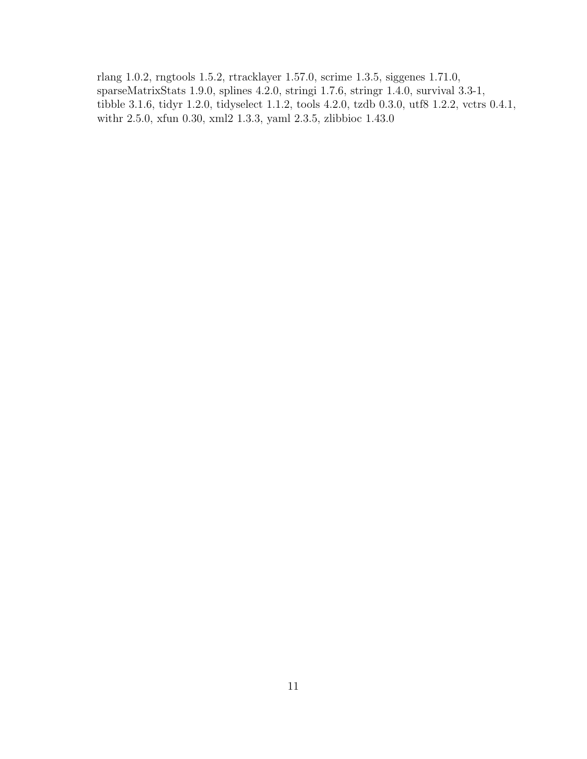rlang 1.0.2, rngtools 1.5.2, rtracklayer 1.57.0, scrime 1.3.5, siggenes 1.71.0, sparseMatrixStats 1.9.0, splines 4.2.0, stringi 1.7.6, stringr 1.4.0, survival 3.3-1, tibble 3.1.6, tidyr 1.2.0, tidyselect 1.1.2, tools 4.2.0, tzdb 0.3.0, utf8 1.2.2, vctrs 0.4.1, withr 2.5.0, xfun 0.30, xml2 1.3.3, yaml 2.3.5, zlibbioc 1.43.0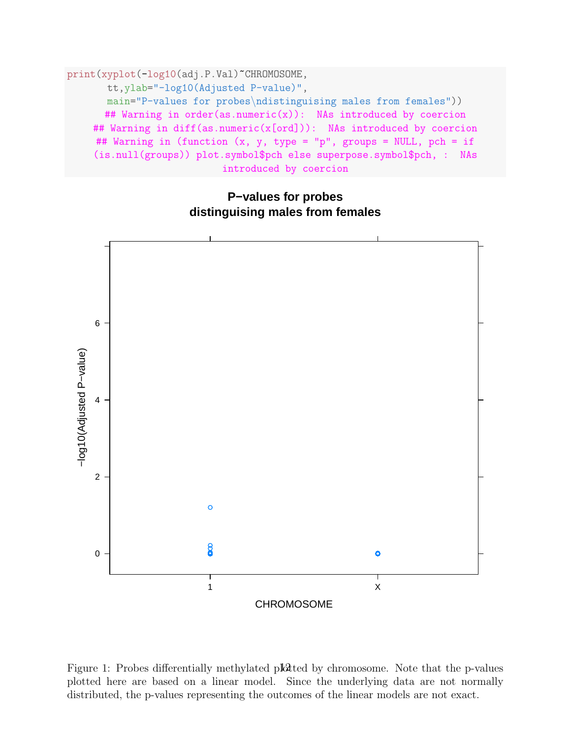```
print(xyplot(-log10(adj.P.Val)~CHROMOSOME,
       tt,ylab="-log10(Adjusted P-value)",
       main="P-values for probes\ndistinguising males from females"))
## Warning in order(as.numeric(x)): NAs introduced by coercion
## Warning in diff(as.numeric(x[ord])): NAs introduced by coercion
## Warning in (function (x, y, type = "p", groups = NULL, pch = if
(is.null(groups)) plot.symbol$pch else superpose.symbol$pch, : NAs
introduced by coercion
```

P−values for probes
distinguising males from females

−log10(Adjusted P−value)

0
2
4
6

1
X

CHROMOSOME

Figure 1: Probes differentially methylated plotted by chromosome. Note that the p-values plotted here are based on a linear model. Since the underlying data are not normally distributed, the p-values representing the outcomes of the linear models are not exact.